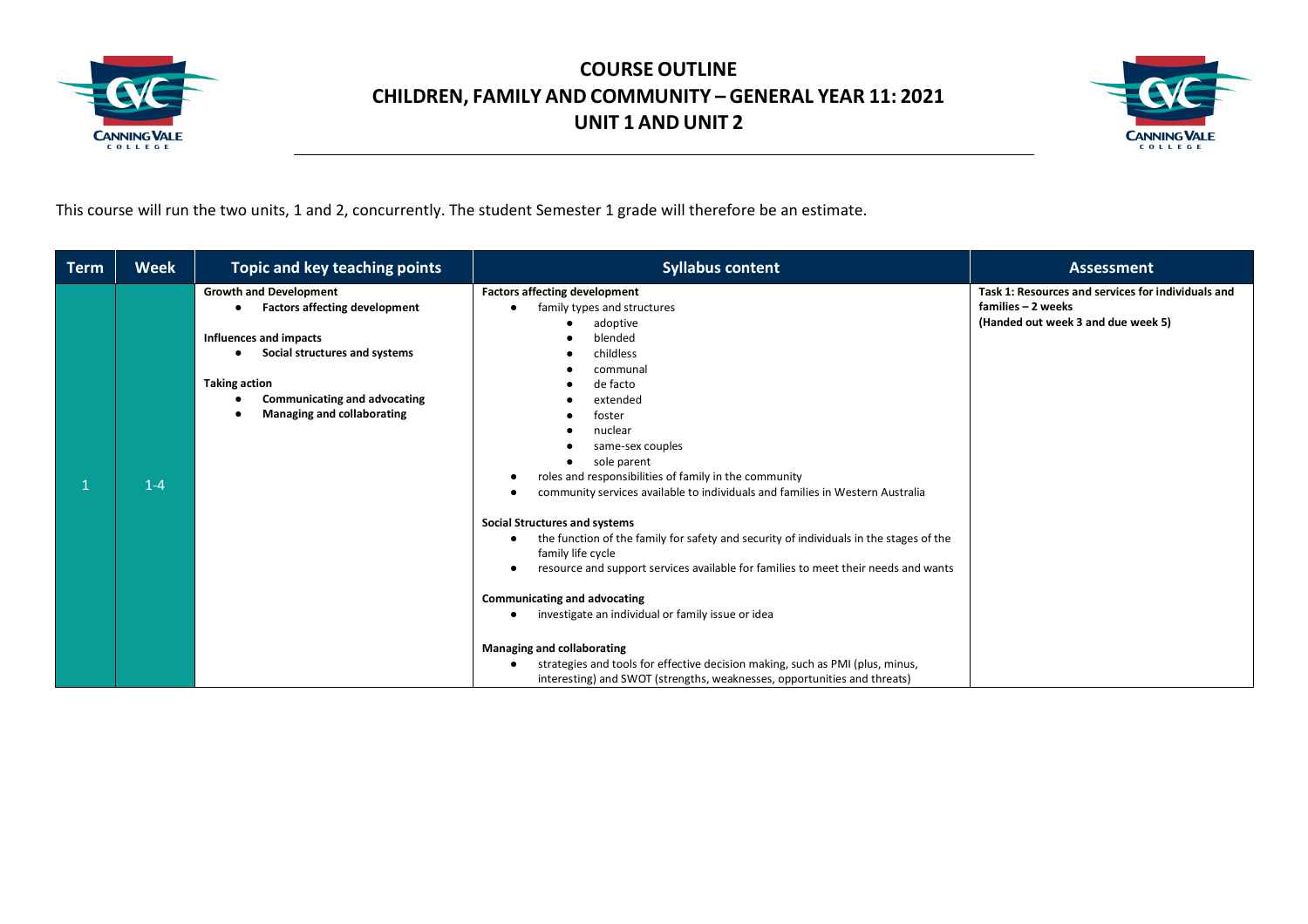# COURSE OUTLINE
# CHILDREN, FAMILY AND COMMUNITY – GENERAL YEAR 11: 2021
# UNIT 1 AND UNIT 2

This course will run the two units, 1 and 2, concurrently. The student Semester 1 grade will therefore be an estimate.

| Term | Week | Topic and key teaching points | Syllabus content | Assessment |
|---|---|---|---|---|
| 1 | 1-4 | **Growth and Development**<br>• **Factors affecting development**<br><br>**Influences and impacts**<br>• **Social structures and systems**<br><br>**Taking action**<br>• **Communicating and advocating**<br>• **Managing and collaborating** | **Factors affecting development**<br>• family types and structures<br>&nbsp;&nbsp;&nbsp;&nbsp;• adoptive<br>&nbsp;&nbsp;&nbsp;&nbsp;• blended<br>&nbsp;&nbsp;&nbsp;&nbsp;• childless<br>&nbsp;&nbsp;&nbsp;&nbsp;• communal<br>&nbsp;&nbsp;&nbsp;&nbsp;• de facto<br>&nbsp;&nbsp;&nbsp;&nbsp;• extended<br>&nbsp;&nbsp;&nbsp;&nbsp;• foster<br>&nbsp;&nbsp;&nbsp;&nbsp;• nuclear<br>&nbsp;&nbsp;&nbsp;&nbsp;• same-sex couples<br>&nbsp;&nbsp;&nbsp;&nbsp;• sole parent<br>• roles and responsibilities of family in the community<br>• community services available to individuals and families in Western Australia<br><br>**Social Structures and systems**<br>• the function of the family for safety and security of individuals in the stages of the family life cycle<br>• resource and support services available for families to meet their needs and wants<br><br>**Communicating and advocating**<br>• investigate an individual or family issue or idea<br><br>**Managing and collaborating**<br>• strategies and tools for effective decision making, such as PMI (plus, minus, interesting) and SWOT (strengths, weaknesses, opportunities and threats) | **Task 1: Resources and services for individuals and families – 2 weeks**<br>**(Handed out week 3 and due week 5)** |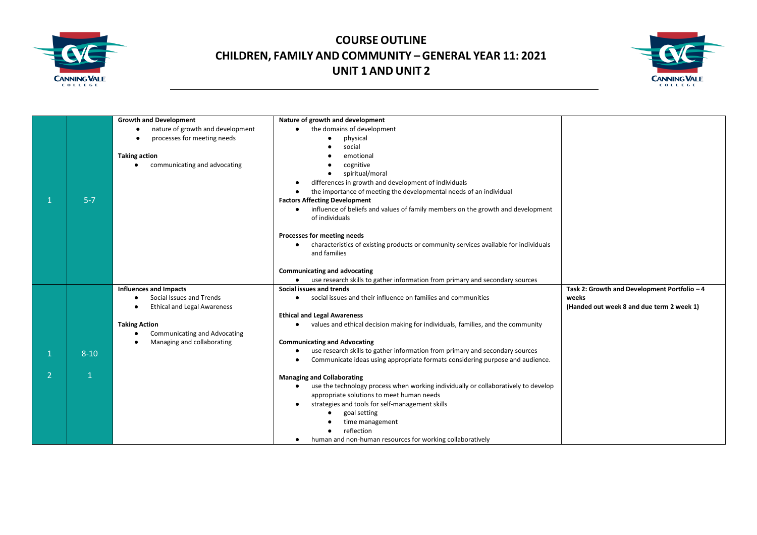# COURSE OUTLINE
## CHILDREN, FAMILY AND COMMUNITY – GENERAL YEAR 11: 2021
## UNIT 1 AND UNIT 2

| | | | | |
|---|---|---|---|---|
| 1 | 5-7 | **Growth and Development**<br>● nature of growth and development<br>● processes for meeting needs<br><br>**Taking action**<br>● communicating and advocating | **Nature of growth and development**<br>● the domains of development<br>  ● physical<br>  ● social<br>  ● emotional<br>  ● cognitive<br>  ● spiritual/moral<br>● differences in growth and development of individuals<br>● the importance of meeting the developmental needs of an individual<br>**Factors Affecting Development**<br>● influence of beliefs and values of family members on the growth and development of individuals<br><br>**Processes for meeting needs**<br>● characteristics of existing products or community services available for individuals and families<br><br>**Communicating and advocating**<br>● use research skills to gather information from primary and secondary sources | |
| 1<br><br>2 | 8-10<br><br>1 | **Influences and Impacts**<br>● Social Issues and Trends<br>● Ethical and Legal Awareness<br><br>**Taking Action**<br>● Communicating and Advocating<br>● Managing and collaborating | **Social issues and trends**<br>● social issues and their influence on families and communities<br><br>**Ethical and Legal Awareness**<br>● values and ethical decision making for individuals, families, and the community<br><br>**Communicating and Advocating**<br>● use research skills to gather information from primary and secondary sources<br>● Communicate ideas using appropriate formats considering purpose and audience.<br><br>**Managing and Collaborating**<br>● use the technology process when working individually or collaboratively to develop appropriate solutions to meet human needs<br>● strategies and tools for self-management skills<br>  ● goal setting<br>  ● time management<br>  ● reflection<br>● human and non-human resources for working collaboratively | **Task 2: Growth and Development Portfolio – 4 weeks**<br>**(Handed out week 8 and due term 2 week 1)** |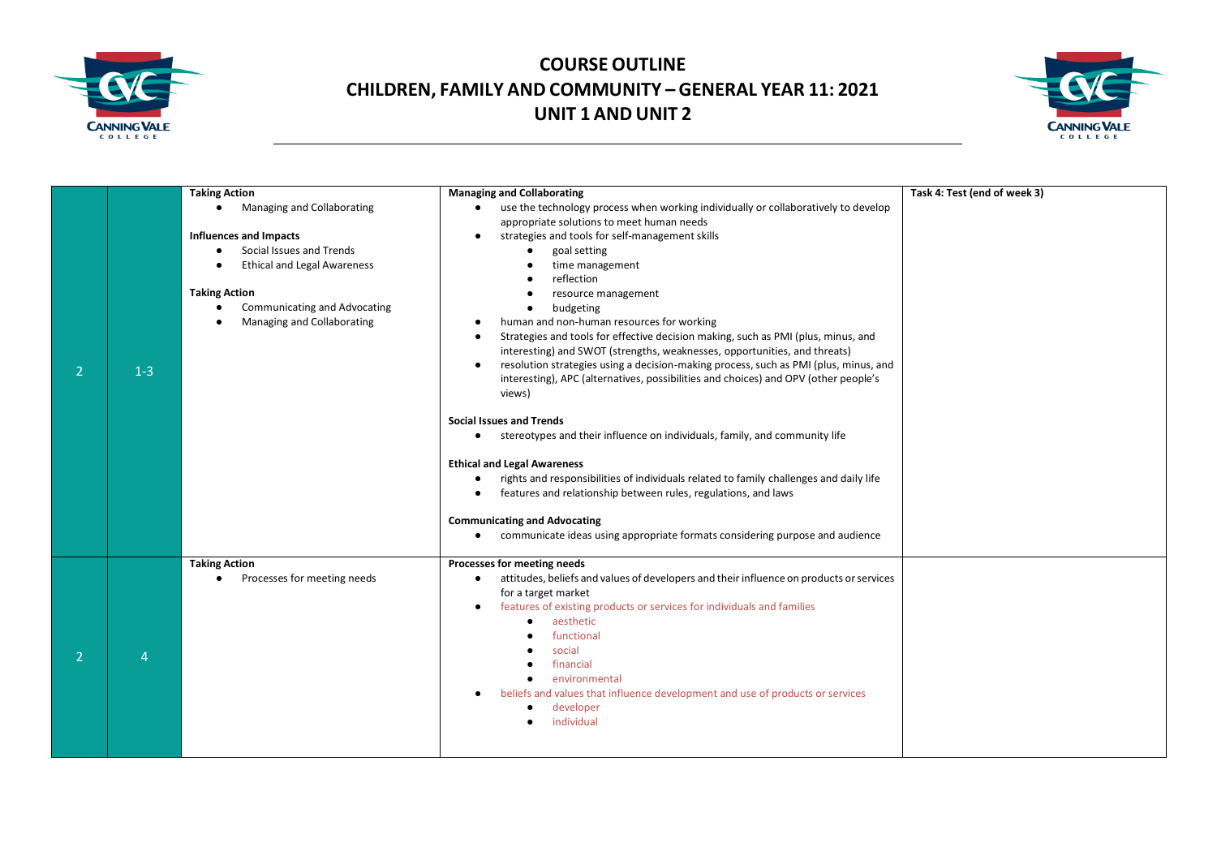# COURSE OUTLINE
## CHILDREN, FAMILY AND COMMUNITY – GENERAL YEAR 11: 2021
## UNIT 1 AND UNIT 2

| | | | | |
|---|---|---|---|---|
| 2 | 1-3 | **Taking Action**<br>• Managing and Collaborating<br><br>**Influences and Impacts**<br>• Social Issues and Trends<br>• Ethical and Legal Awareness<br><br>**Taking Action**<br>• Communicating and Advocating<br>• Managing and Collaborating | **Managing and Collaborating**<br>• use the technology process when working individually or collaboratively to develop appropriate solutions to meet human needs<br>• strategies and tools for self-management skills<br>  ◦ goal setting<br>  ◦ time management<br>  ◦ reflection<br>  ◦ resource management<br>  ◦ budgeting<br>• human and non-human resources for working<br>• Strategies and tools for effective decision making, such as PMI (plus, minus, and interesting) and SWOT (strengths, weaknesses, opportunities, and threats)<br>• resolution strategies using a decision-making process, such as PMI (plus, minus, and interesting), APC (alternatives, possibilities and choices) and OPV (other people's views)<br><br>**Social Issues and Trends**<br>• stereotypes and their influence on individuals, family, and community life<br><br>**Ethical and Legal Awareness**<br>• rights and responsibilities of individuals related to family challenges and daily life<br>• features and relationship between rules, regulations, and laws<br><br>**Communicating and Advocating**<br>• communicate ideas using appropriate formats considering purpose and audience | **Task 4: Test (end of week 3)** |
| 2 | 4 | **Taking Action**<br>• Processes for meeting needs | **Processes for meeting needs**<br>• attitudes, beliefs and values of developers and their influence on products or services for a target market<br>• features of existing products or services for individuals and families<br>  ◦ aesthetic<br>  ◦ functional<br>  ◦ social<br>  ◦ financial<br>  ◦ environmental<br>• beliefs and values that influence development and use of products or services<br>  ◦ developer<br>  ◦ individual | |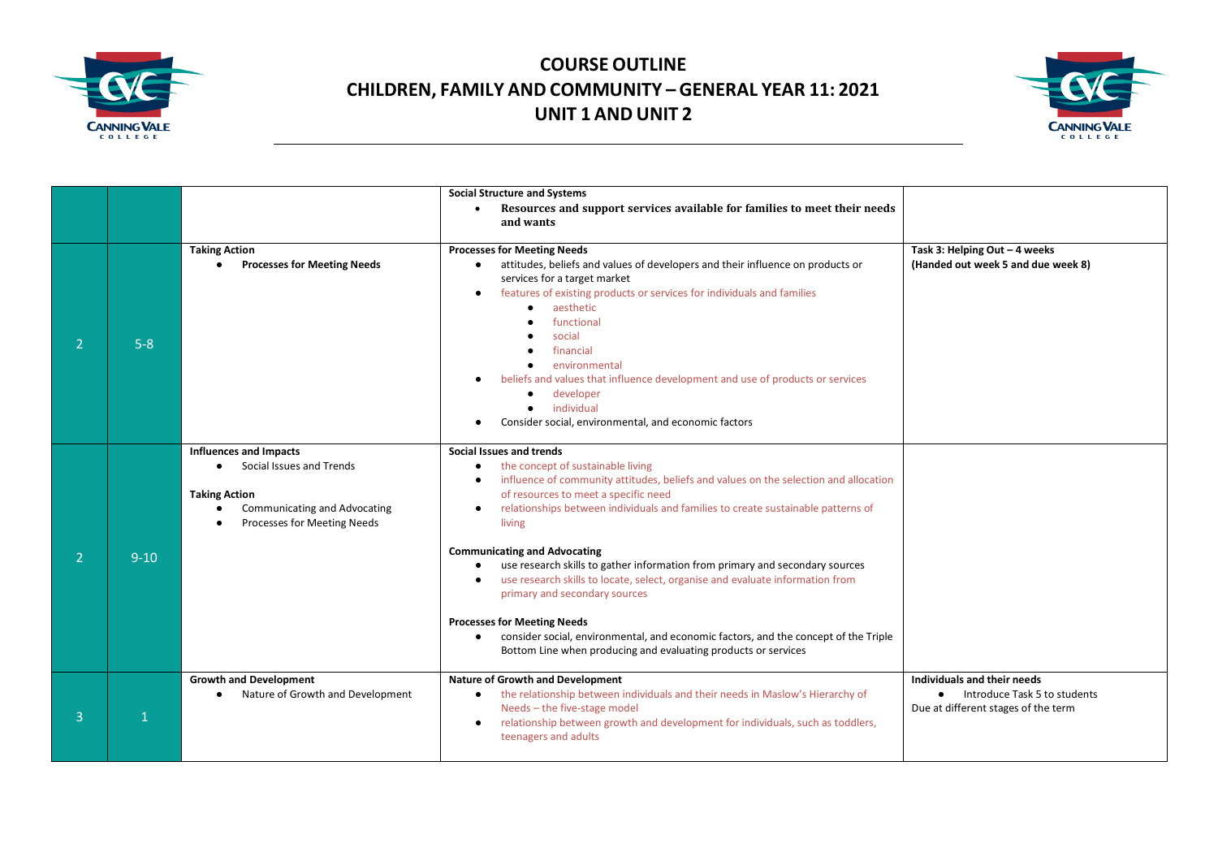# COURSE OUTLINE
# CHILDREN, FAMILY AND COMMUNITY – GENERAL YEAR 11: 2021
# UNIT 1 AND UNIT 2

| | | | | |
|---|---|---|---|---|
| | | | **Social Structure and Systems**<br>• **Resources and support services available for families to meet their needs and wants** | |
| 2 | 5-8 | **Taking Action**<br>• **Processes for Meeting Needs** | **Processes for Meeting Needs**<br>• attitudes, beliefs and values of developers and their influence on products or services for a target market<br>• features of existing products or services for individuals and families<br>  • aesthetic<br>  • functional<br>  • social<br>  • financial<br>  • environmental<br>• beliefs and values that influence development and use of products or services<br>  • developer<br>  • individual<br>• Consider social, environmental, and economic factors | **Task 3: Helping Out – 4 weeks (Handed out week 5 and due week 8)** |
| 2 | 9-10 | **Influences and Impacts**<br>• Social Issues and Trends<br><br>**Taking Action**<br>• Communicating and Advocating<br>• Processes for Meeting Needs | **Social Issues and trends**<br>• the concept of sustainable living<br>• influence of community attitudes, beliefs and values on the selection and allocation of resources to meet a specific need<br>• relationships between individuals and families to create sustainable patterns of living<br><br>**Communicating and Advocating**<br>• use research skills to gather information from primary and secondary sources<br>• use research skills to locate, select, organise and evaluate information from primary and secondary sources<br><br>**Processes for Meeting Needs**<br>• consider social, environmental, and economic factors, and the concept of the Triple Bottom Line when producing and evaluating products or services | |
| 3 | 1 | **Growth and Development**<br>• Nature of Growth and Development | **Nature of Growth and Development**<br>• the relationship between individuals and their needs in Maslow's Hierarchy of Needs – the five-stage model<br>• relationship between growth and development for individuals, such as toddlers, teenagers and adults | **Individuals and their needs**<br>• Introduce Task 5 to students<br>Due at different stages of the term |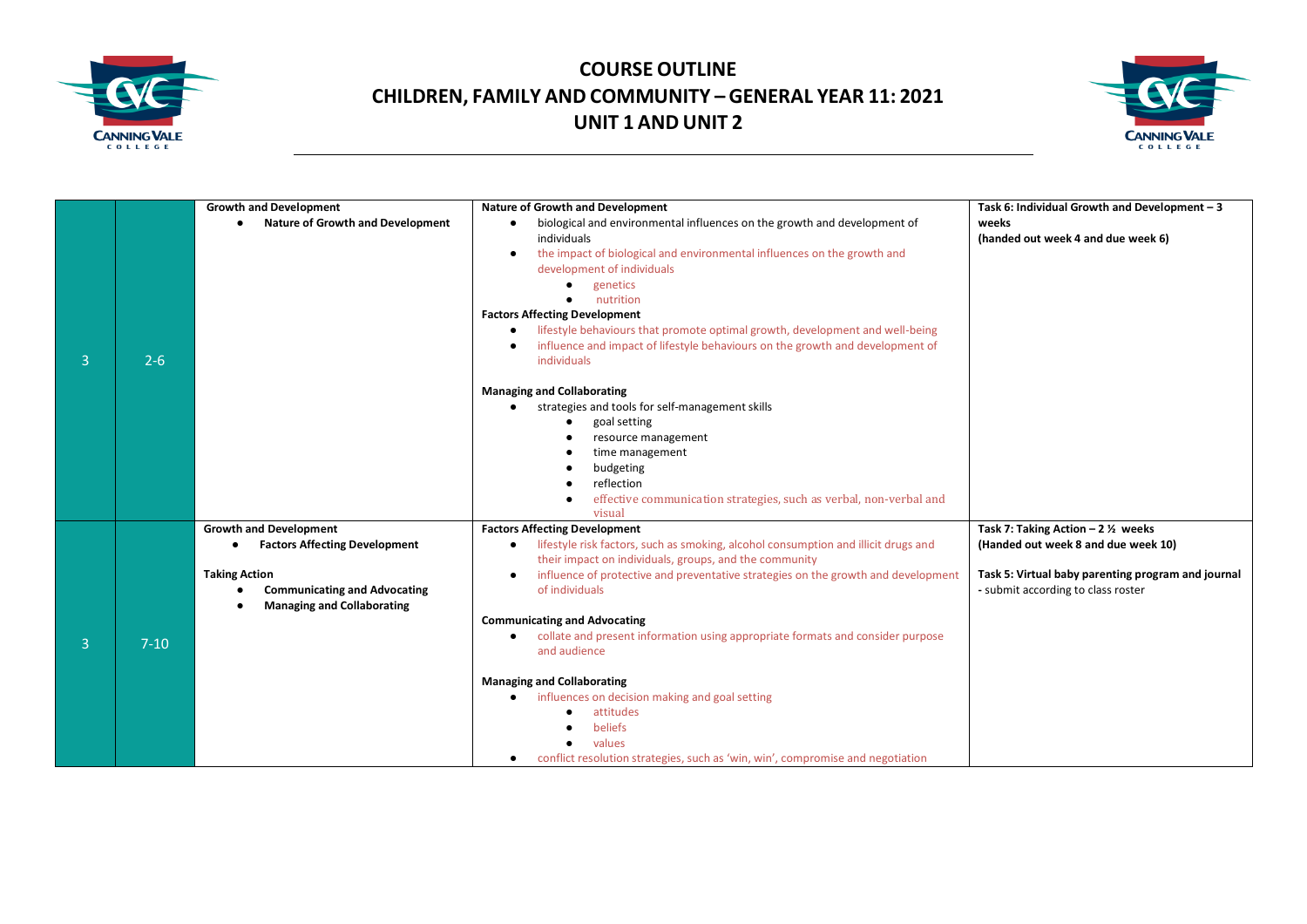# COURSE OUTLINE
# CHILDREN, FAMILY AND COMMUNITY – GENERAL YEAR 11: 2021
# UNIT 1 AND UNIT 2

| | | | | |
|---|---|---|---|---|
| 3 | 2-6 | **Growth and Development**<br>• **Nature of Growth and Development** | **Nature of Growth and Development**<br>• biological and environmental influences on the growth and development of individuals<br>• the impact of biological and environmental influences on the growth and development of individuals<br>  • genetics<br>  • nutrition<br>**Factors Affecting Development**<br>• lifestyle behaviours that promote optimal growth, development and well-being<br>• influence and impact of lifestyle behaviours on the growth and development of individuals<br><br>**Managing and Collaborating**<br>• strategies and tools for self-management skills<br>  • goal setting<br>  • resource management<br>  • time management<br>  • budgeting<br>  • reflection<br>  • effective communication strategies, such as verbal, non-verbal and visual | **Task 6: Individual Growth and Development – 3 weeks**<br>**(handed out week 4 and due week 6)** |
| 3 | 7-10 | **Growth and Development**<br>• **Factors Affecting Development**<br><br>**Taking Action**<br>• **Communicating and Advocating**<br>• **Managing and Collaborating** | **Factors Affecting Development**<br>• lifestyle risk factors, such as smoking, alcohol consumption and illicit drugs and their impact on individuals, groups, and the community<br>• influence of protective and preventative strategies on the growth and development of individuals<br><br>**Communicating and Advocating**<br>• collate and present information using appropriate formats and consider purpose and audience<br><br>**Managing and Collaborating**<br>• influences on decision making and goal setting<br>  • attitudes<br>  • beliefs<br>  • values<br>• conflict resolution strategies, such as 'win, win', compromise and negotiation | **Task 7: Taking Action – 2 ½ weeks**<br>**(Handed out week 8 and due week 10)**<br><br>**Task 5: Virtual baby parenting program and journal - submit according to class roster** |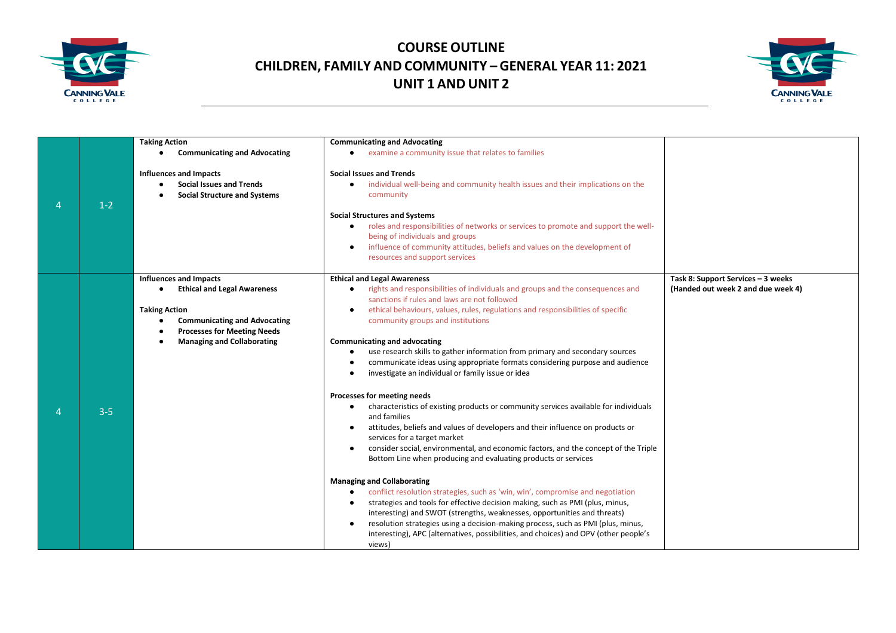# COURSE OUTLINE
# CHILDREN, FAMILY AND COMMUNITY – GENERAL YEAR 11: 2021
# UNIT 1 AND UNIT 2

| | | | | |
|---|---|---|---|---|
| 4 | 1-2 | **Taking Action**<br>• **Communicating and Advocating**<br><br>**Influences and Impacts**<br>• **Social Issues and Trends**<br>• **Social Structure and Systems** | **Communicating and Advocating**<br>• examine a community issue that relates to families<br><br>**Social Issues and Trends**<br>• individual well-being and community health issues and their implications on the community<br><br>**Social Structures and Systems**<br>• roles and responsibilities of networks or services to promote and support the well-being of individuals and groups<br>• influence of community attitudes, beliefs and values on the development of resources and support services | |
| 4 | 3-5 | **Influences and Impacts**<br>• **Ethical and Legal Awareness**<br><br>**Taking Action**<br>• **Communicating and Advocating**<br>• **Processes for Meeting Needs**<br>• **Managing and Collaborating** | **Ethical and Legal Awareness**<br>• rights and responsibilities of individuals and groups and the consequences and sanctions if rules and laws are not followed<br>• ethical behaviours, values, rules, regulations and responsibilities of specific community groups and institutions<br><br>**Communicating and advocating**<br>• use research skills to gather information from primary and secondary sources<br>• communicate ideas using appropriate formats considering purpose and audience<br>• investigate an individual or family issue or idea<br><br>**Processes for meeting needs**<br>• characteristics of existing products or community services available for individuals and families<br>• attitudes, beliefs and values of developers and their influence on products or services for a target market<br>• consider social, environmental, and economic factors, and the concept of the Triple Bottom Line when producing and evaluating products or services<br><br>**Managing and Collaborating**<br>• conflict resolution strategies, such as 'win, win', compromise and negotiation<br>• strategies and tools for effective decision making, such as PMI (plus, minus, interesting) and SWOT (strengths, weaknesses, opportunities and threats)<br>• resolution strategies using a decision-making process, such as PMI (plus, minus, interesting), APC (alternatives, possibilities, and choices) and OPV (other people's views) | **Task 8: Support Services – 3 weeks (Handed out week 2 and due week 4)** |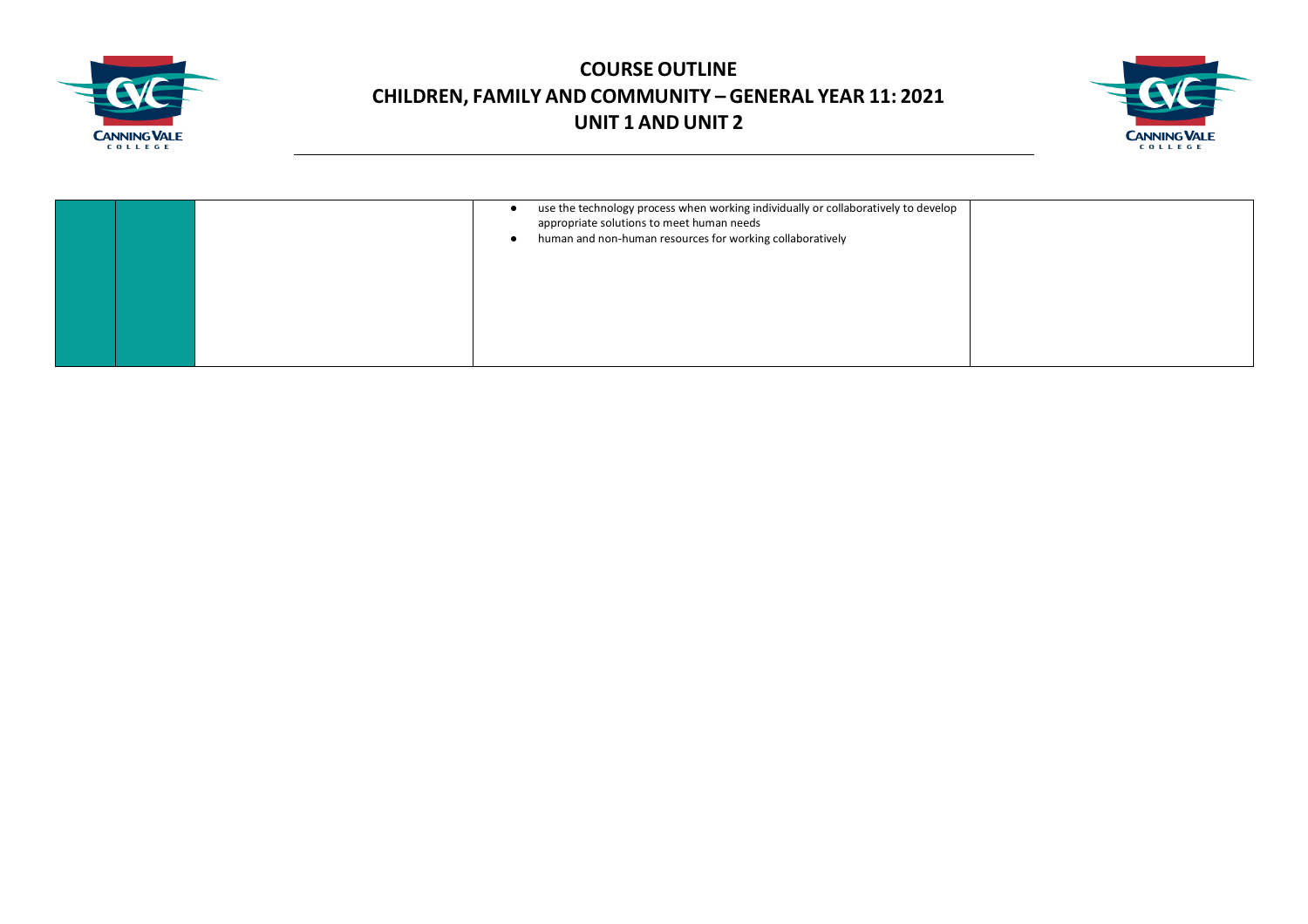| | | | | |
|---|---|---|---|---|
| | | | • use the technology process when working individually or collaboratively to develop appropriate solutions to meet human needs<br>• human and non-human resources for working collaboratively | |